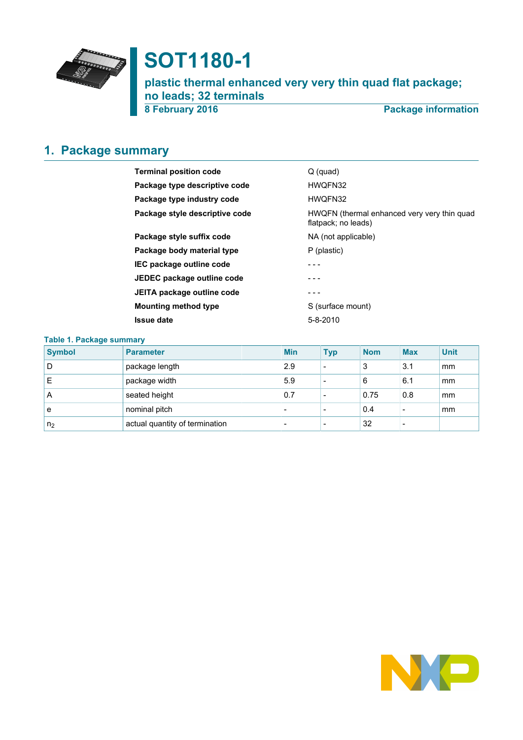# SOT1180-1

## plastic thermal enhanced very very thin quad flat package; no leads; 32 terminals

8 February 2016 — Package information

## 1. Package summary

| | |
|---|---|
| **Terminal position code** | Q (quad) |
| **Package type descriptive code** | HWQFN32 |
| **Package type industry code** | HWQFN32 |
| **Package style descriptive code** | HWQFN (thermal enhanced very very thin quad flatpack; no leads) |
| **Package style suffix code** | NA (not applicable) |
| **Package body material type** | P (plastic) |
| **IEC package outline code** | - - - |
| **JEDEC package outline code** | - - - |
| **JEITA package outline code** | - - - |
| **Mounting method type** | S (surface mount) |
| **Issue date** | 5-8-2010 |

**Table 1. Package summary**

| Symbol | Parameter | Min | Typ | Nom | Max | Unit |
|---|---|---|---|---|---|---|
| D | package length | 2.9 | - | 3 | 3.1 | mm |
| E | package width | 5.9 | - | 6 | 6.1 | mm |
| A | seated height | 0.7 | - | 0.75 | 0.8 | mm |
| e | nominal pitch | - | - | 0.4 | - | mm |
| $n_2$ | actual quantity of termination | - | - | 32 | - | |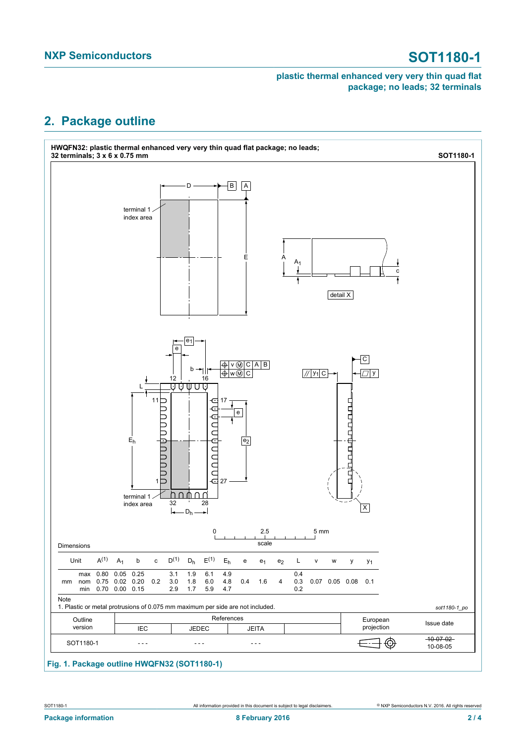## 2. Package outline

**HWQFN32: plastic thermal enhanced very very thin quad flat package; no leads; 32 terminals; 3 x 6 x 0.75 mm** **SOT1180-1**

Dimensions

| Unit | | $A^{(1)}$ | $A_1$ | b | c | $D^{(1)}$ | $D_h$ | $E^{(1)}$ | $E_h$ | e | $e_1$ | $e_2$ | L | v | w | y | $y_1$ |
|---|---|---|---|---|---|---|---|---|---|---|---|---|---|---|---|---|---|
| mm | max | 0.80 | 0.05 | 0.25 | | 3.1 | 1.9 | 6.1 | 4.9 | | | | 0.4 | | | | |
| | nom | 0.75 | 0.02 | 0.20 | 0.2 | 3.0 | 1.8 | 6.0 | 4.8 | 0.4 | 1.6 | 4 | 0.3 | 0.07 | 0.05 | 0.08 | 0.1 |
| | min | 0.70 | 0.00 | 0.15 | | 2.9 | 1.7 | 5.9 | 4.7 | | | | 0.2 | | | | |

Note
1. Plastic or metal protrusions of 0.075 mm maximum per side are not included.

*sot1180-1_po*

| Outline version | References IEC | References JEDEC | References JEITA | European projection | Issue date |
|---|---|---|---|---|---|
| SOT1180-1 | - - - | - - - | - - - | | ~~10-07-02~~ 10-08-05 |

**Fig. 1. Package outline HWQFN32 (SOT1180-1)**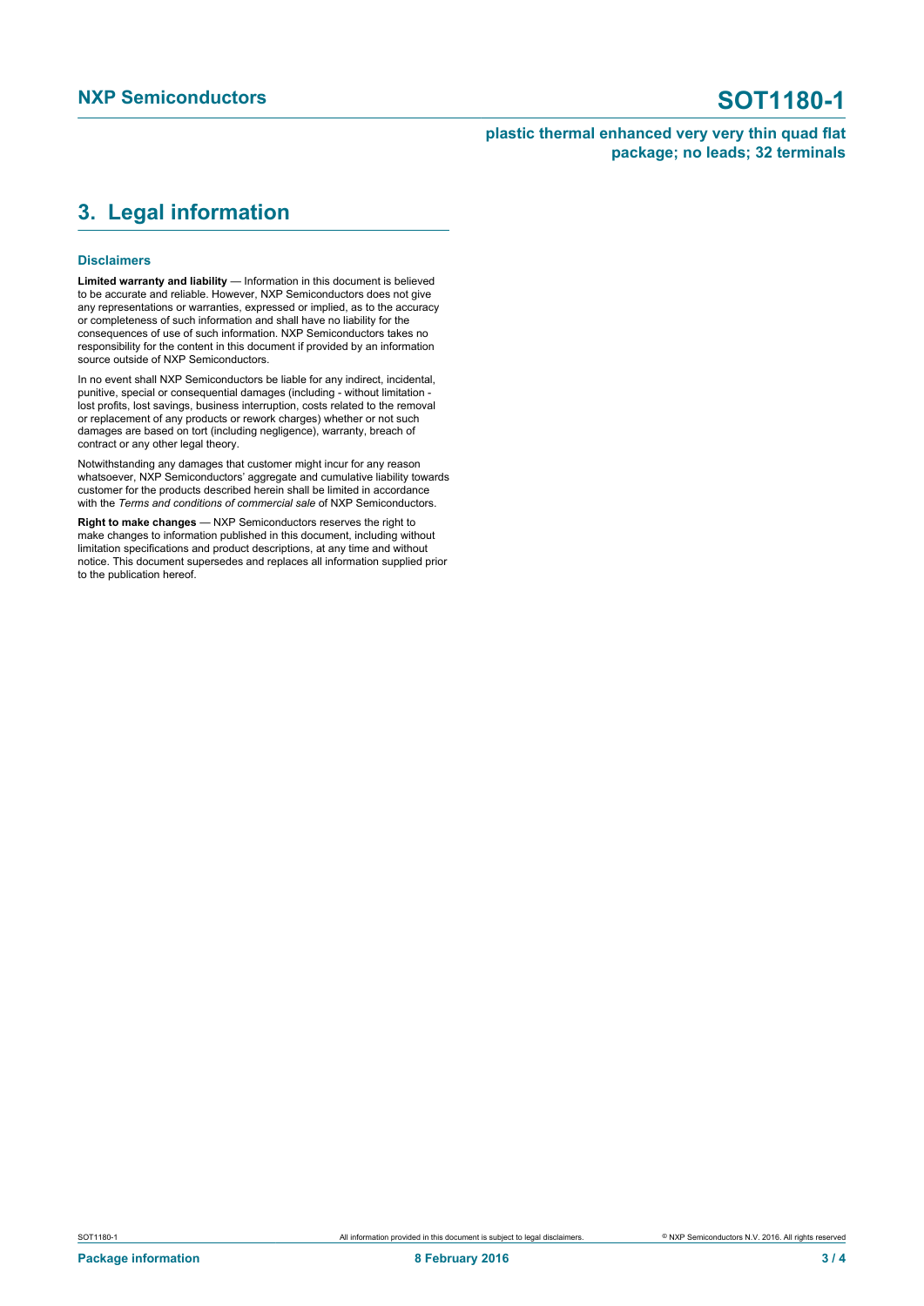## 3. Legal information

### Disclaimers

**Limited warranty and liability** — Information in this document is believed to be accurate and reliable. However, NXP Semiconductors does not give any representations or warranties, expressed or implied, as to the accuracy or completeness of such information and shall have no liability for the consequences of use of such information. NXP Semiconductors takes no responsibility for the content in this document if provided by an information source outside of NXP Semiconductors.

In no event shall NXP Semiconductors be liable for any indirect, incidental, punitive, special or consequential damages (including - without limitation - lost profits, lost savings, business interruption, costs related to the removal or replacement of any products or rework charges) whether or not such damages are based on tort (including negligence), warranty, breach of contract or any other legal theory.

Notwithstanding any damages that customer might incur for any reason whatsoever, NXP Semiconductors' aggregate and cumulative liability towards customer for the products described herein shall be limited in accordance with the *Terms and conditions of commercial sale* of NXP Semiconductors.

**Right to make changes** — NXP Semiconductors reserves the right to make changes to information published in this document, including without limitation specifications and product descriptions, at any time and without notice. This document supersedes and replaces all information supplied prior to the publication hereof.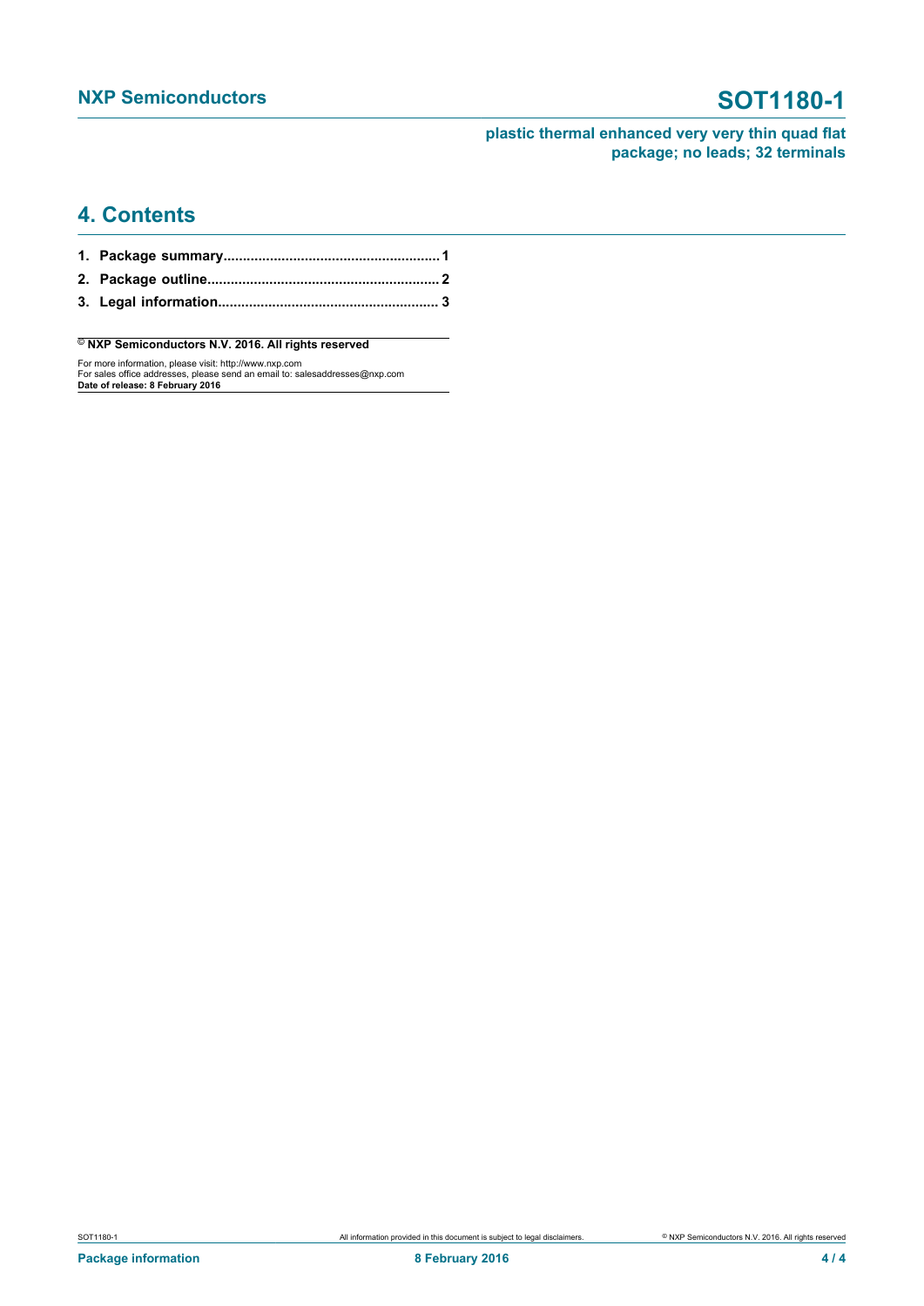## 4. Contents

**1. Package summary........................................................1**

**2. Package outline..........................................................2**

**3. Legal information........................................................3**

**© NXP Semiconductors N.V. 2016. All rights reserved**

For more information, please visit: http://www.nxp.com
For sales office addresses, please send an email to: salesaddresses@nxp.com
**Date of release: 8 February 2016**